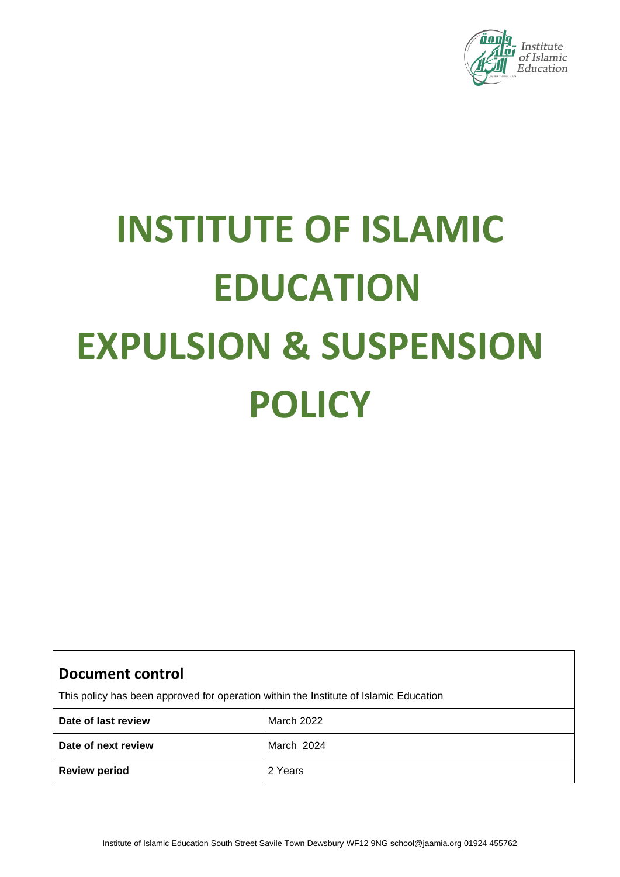# INSTITUTE OF ISLAMIC EDUCATION EXPULSION & SUSPENSION POLICY

## Document control

This policy has been approved for operation within the Institute of Islamic Education

| Date of last review | March 2022 |
|---|---|
| Date of next review | March 2024 |
| Review period | 2 Years |

Institute of Islamic Education South Street Savile Town Dewsbury WF12 9NG school@jaamia.org 01924 455762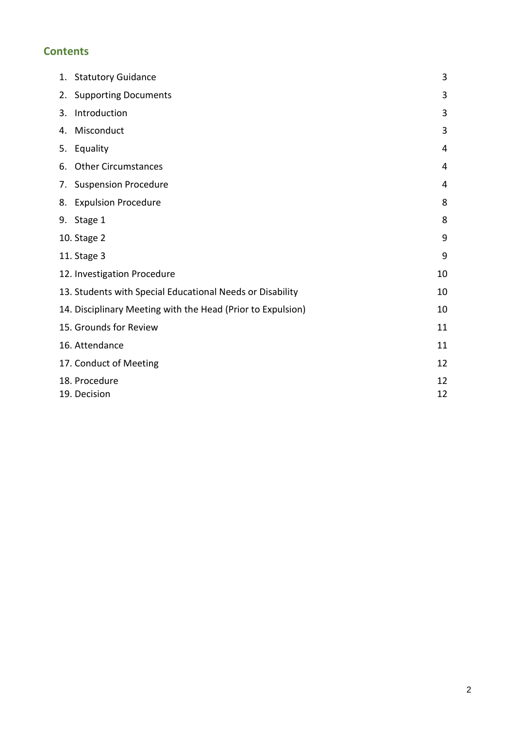## Contents

| | |
|---|---|
| 1. Statutory Guidance | 3 |
| 2. Supporting Documents | 3 |
| 3. Introduction | 3 |
| 4. Misconduct | 3 |
| 5. Equality | 4 |
| 6. Other Circumstances | 4 |
| 7. Suspension Procedure | 4 |
| 8. Expulsion Procedure | 8 |
| 9. Stage 1 | 8 |
| 10. Stage 2 | 9 |
| 11. Stage 3 | 9 |
| 12. Investigation Procedure | 10 |
| 13. Students with Special Educational Needs or Disability | 10 |
| 14. Disciplinary Meeting with the Head (Prior to Expulsion) | 10 |
| 15. Grounds for Review | 11 |
| 16. Attendance | 11 |
| 17. Conduct of Meeting | 12 |
| 18. Procedure | 12 |
| 19. Decision | 12 |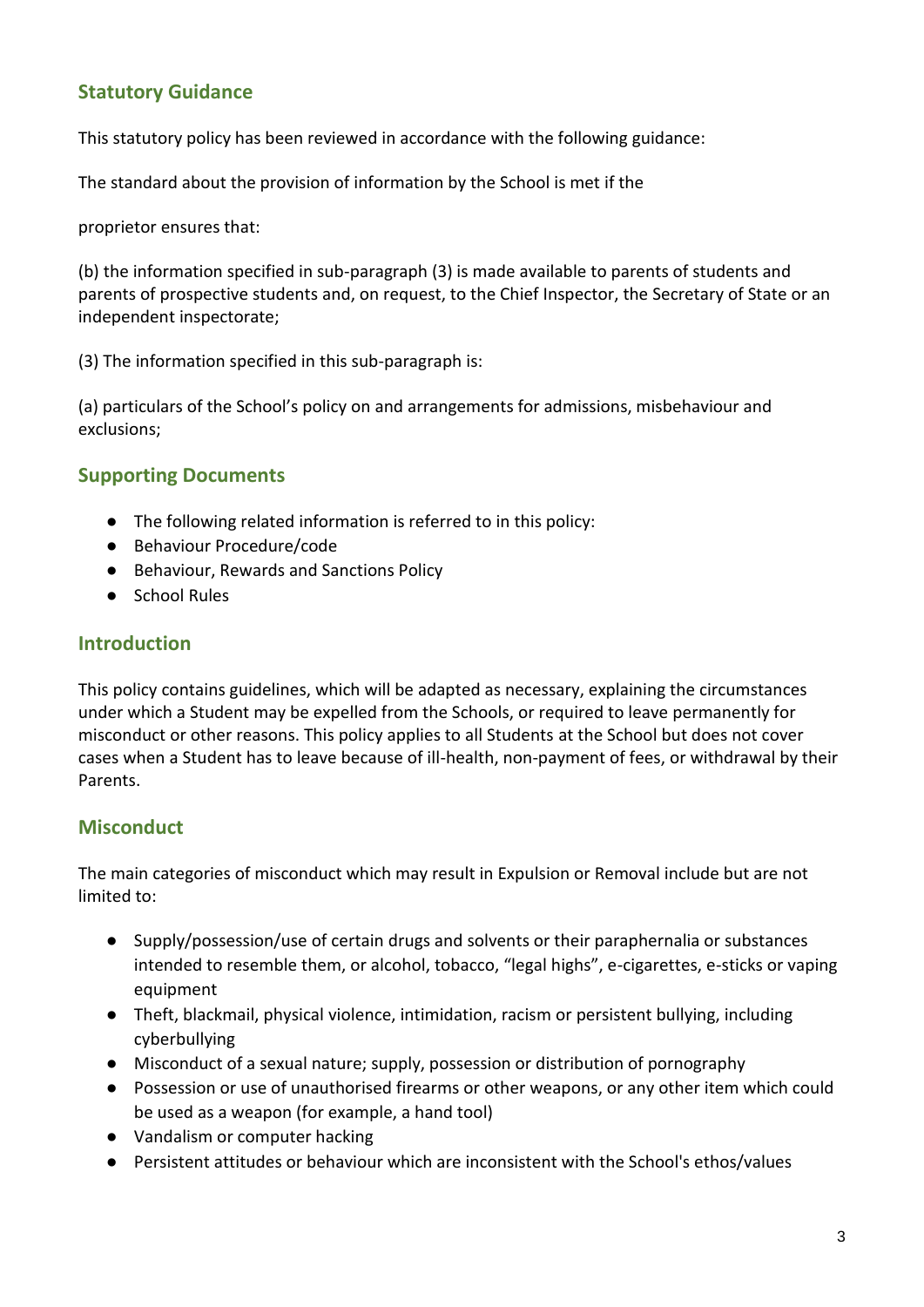## Statutory Guidance

This statutory policy has been reviewed in accordance with the following guidance:

The standard about the provision of information by the School is met if the

proprietor ensures that:

(b) the information specified in sub-paragraph (3) is made available to parents of students and parents of prospective students and, on request, to the Chief Inspector, the Secretary of State or an independent inspectorate;

(3) The information specified in this sub-paragraph is:

(a) particulars of the School's policy on and arrangements for admissions, misbehaviour and exclusions;

## Supporting Documents

- The following related information is referred to in this policy:
- Behaviour Procedure/code
- Behaviour, Rewards and Sanctions Policy
- School Rules

## Introduction

This policy contains guidelines, which will be adapted as necessary, explaining the circumstances under which a Student may be expelled from the Schools, or required to leave permanently for misconduct or other reasons. This policy applies to all Students at the School but does not cover cases when a Student has to leave because of ill-health, non-payment of fees, or withdrawal by their Parents.

## Misconduct

The main categories of misconduct which may result in Expulsion or Removal include but are not limited to:

- Supply/possession/use of certain drugs and solvents or their paraphernalia or substances intended to resemble them, or alcohol, tobacco, "legal highs", e-cigarettes, e-sticks or vaping equipment
- Theft, blackmail, physical violence, intimidation, racism or persistent bullying, including cyberbullying
- Misconduct of a sexual nature; supply, possession or distribution of pornography
- Possession or use of unauthorised firearms or other weapons, or any other item which could be used as a weapon (for example, a hand tool)
- Vandalism or computer hacking
- Persistent attitudes or behaviour which are inconsistent with the School's ethos/values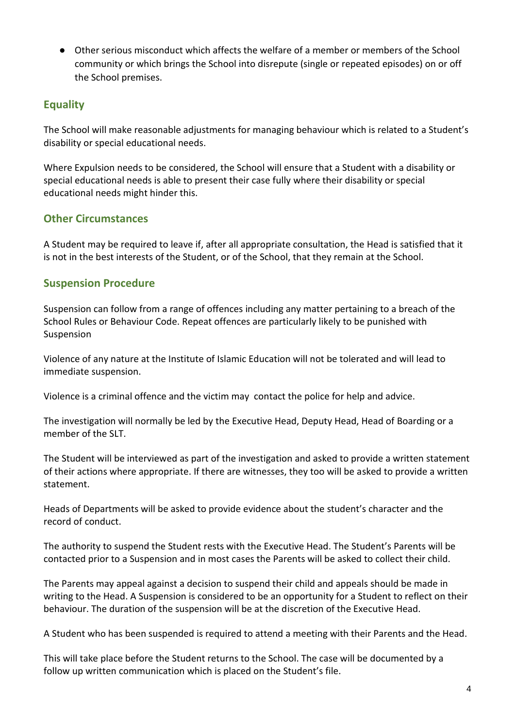- Other serious misconduct which affects the welfare of a member or members of the School community or which brings the School into disrepute (single or repeated episodes) on or off the School premises.

## Equality

The School will make reasonable adjustments for managing behaviour which is related to a Student's disability or special educational needs.

Where Expulsion needs to be considered, the School will ensure that a Student with a disability or special educational needs is able to present their case fully where their disability or special educational needs might hinder this.

## Other Circumstances

A Student may be required to leave if, after all appropriate consultation, the Head is satisfied that it is not in the best interests of the Student, or of the School, that they remain at the School.

## Suspension Procedure

Suspension can follow from a range of offences including any matter pertaining to a breach of the School Rules or Behaviour Code. Repeat offences are particularly likely to be punished with Suspension

Violence of any nature at the Institute of Islamic Education will not be tolerated and will lead to immediate suspension.

Violence is a criminal offence and the victim may contact the police for help and advice.

The investigation will normally be led by the Executive Head, Deputy Head, Head of Boarding or a member of the SLT.

The Student will be interviewed as part of the investigation and asked to provide a written statement of their actions where appropriate. If there are witnesses, they too will be asked to provide a written statement.

Heads of Departments will be asked to provide evidence about the student's character and the record of conduct.

The authority to suspend the Student rests with the Executive Head. The Student's Parents will be contacted prior to a Suspension and in most cases the Parents will be asked to collect their child.

The Parents may appeal against a decision to suspend their child and appeals should be made in writing to the Head. A Suspension is considered to be an opportunity for a Student to reflect on their behaviour. The duration of the suspension will be at the discretion of the Executive Head.

A Student who has been suspended is required to attend a meeting with their Parents and the Head.

This will take place before the Student returns to the School. The case will be documented by a follow up written communication which is placed on the Student's file.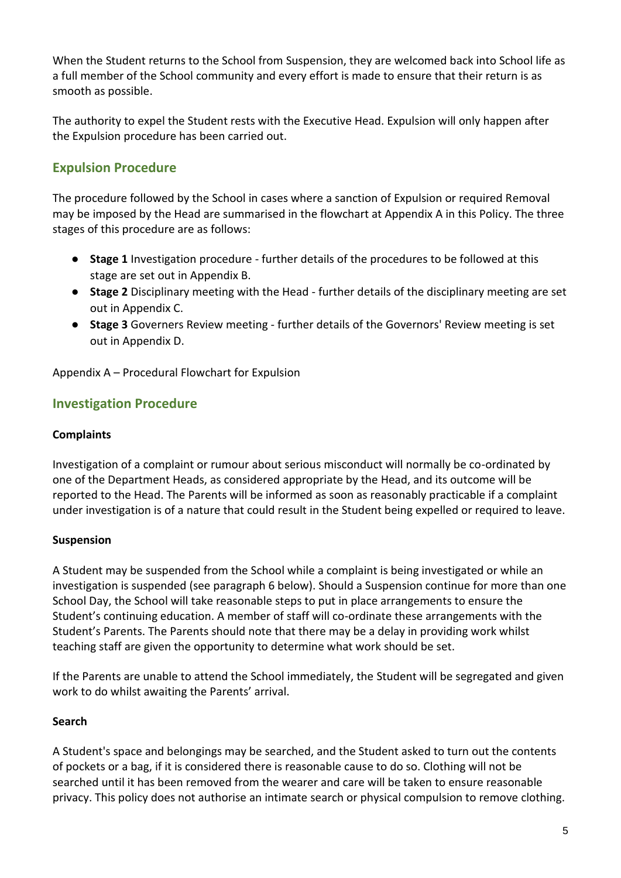When the Student returns to the School from Suspension, they are welcomed back into School life as a full member of the School community and every effort is made to ensure that their return is as smooth as possible.

The authority to expel the Student rests with the Executive Head. Expulsion will only happen after the Expulsion procedure has been carried out.

## Expulsion Procedure

The procedure followed by the School in cases where a sanction of Expulsion or required Removal may be imposed by the Head are summarised in the flowchart at Appendix A in this Policy. The three stages of this procedure are as follows:

- **Stage 1** Investigation procedure - further details of the procedures to be followed at this stage are set out in Appendix B.
- **Stage 2** Disciplinary meeting with the Head - further details of the disciplinary meeting are set out in Appendix C.
- **Stage 3** Governers Review meeting - further details of the Governors' Review meeting is set out in Appendix D.

Appendix A – Procedural Flowchart for Expulsion

## Investigation Procedure

### Complaints

Investigation of a complaint or rumour about serious misconduct will normally be co-ordinated by one of the Department Heads, as considered appropriate by the Head, and its outcome will be reported to the Head. The Parents will be informed as soon as reasonably practicable if a complaint under investigation is of a nature that could result in the Student being expelled or required to leave.

### Suspension

A Student may be suspended from the School while a complaint is being investigated or while an investigation is suspended (see paragraph 6 below). Should a Suspension continue for more than one School Day, the School will take reasonable steps to put in place arrangements to ensure the Student's continuing education. A member of staff will co-ordinate these arrangements with the Student's Parents. The Parents should note that there may be a delay in providing work whilst teaching staff are given the opportunity to determine what work should be set.

If the Parents are unable to attend the School immediately, the Student will be segregated and given work to do whilst awaiting the Parents' arrival.

### Search

A Student's space and belongings may be searched, and the Student asked to turn out the contents of pockets or a bag, if it is considered there is reasonable cause to do so. Clothing will not be searched until it has been removed from the wearer and care will be taken to ensure reasonable privacy. This policy does not authorise an intimate search or physical compulsion to remove clothing.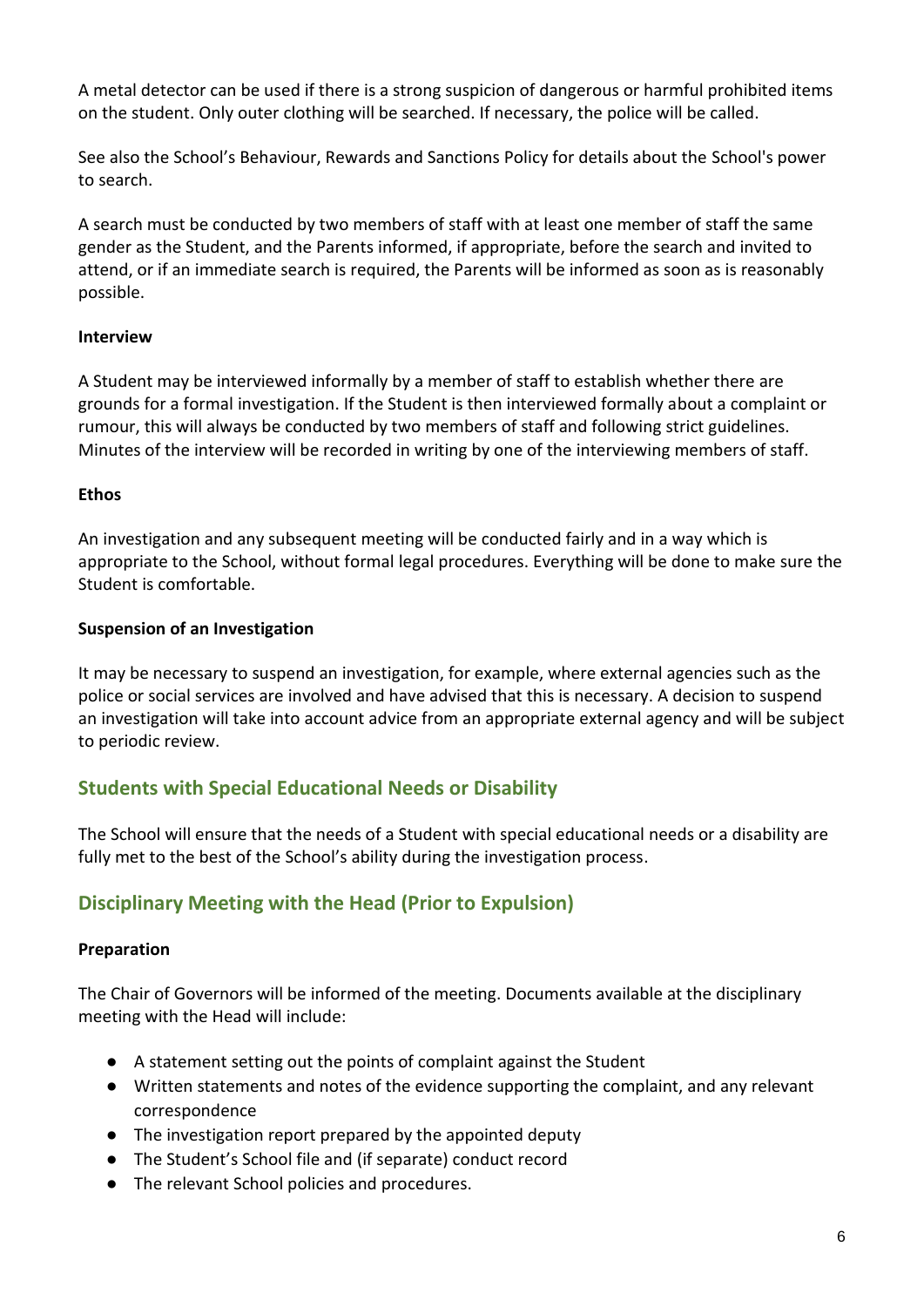A metal detector can be used if there is a strong suspicion of dangerous or harmful prohibited items on the student. Only outer clothing will be searched. If necessary, the police will be called.

See also the School's Behaviour, Rewards and Sanctions Policy for details about the School's power to search.

A search must be conducted by two members of staff with at least one member of staff the same gender as the Student, and the Parents informed, if appropriate, before the search and invited to attend, or if an immediate search is required, the Parents will be informed as soon as is reasonably possible.

**Interview**

A Student may be interviewed informally by a member of staff to establish whether there are grounds for a formal investigation. If the Student is then interviewed formally about a complaint or rumour, this will always be conducted by two members of staff and following strict guidelines. Minutes of the interview will be recorded in writing by one of the interviewing members of staff.

**Ethos**

An investigation and any subsequent meeting will be conducted fairly and in a way which is appropriate to the School, without formal legal procedures. Everything will be done to make sure the Student is comfortable.

**Suspension of an Investigation**

It may be necessary to suspend an investigation, for example, where external agencies such as the police or social services are involved and have advised that this is necessary. A decision to suspend an investigation will take into account advice from an appropriate external agency and will be subject to periodic review.

## Students with Special Educational Needs or Disability

The School will ensure that the needs of a Student with special educational needs or a disability are fully met to the best of the School's ability during the investigation process.

## Disciplinary Meeting with the Head (Prior to Expulsion)

**Preparation**

The Chair of Governors will be informed of the meeting. Documents available at the disciplinary meeting with the Head will include:

- A statement setting out the points of complaint against the Student
- Written statements and notes of the evidence supporting the complaint, and any relevant correspondence
- The investigation report prepared by the appointed deputy
- The Student's School file and (if separate) conduct record
- The relevant School policies and procedures.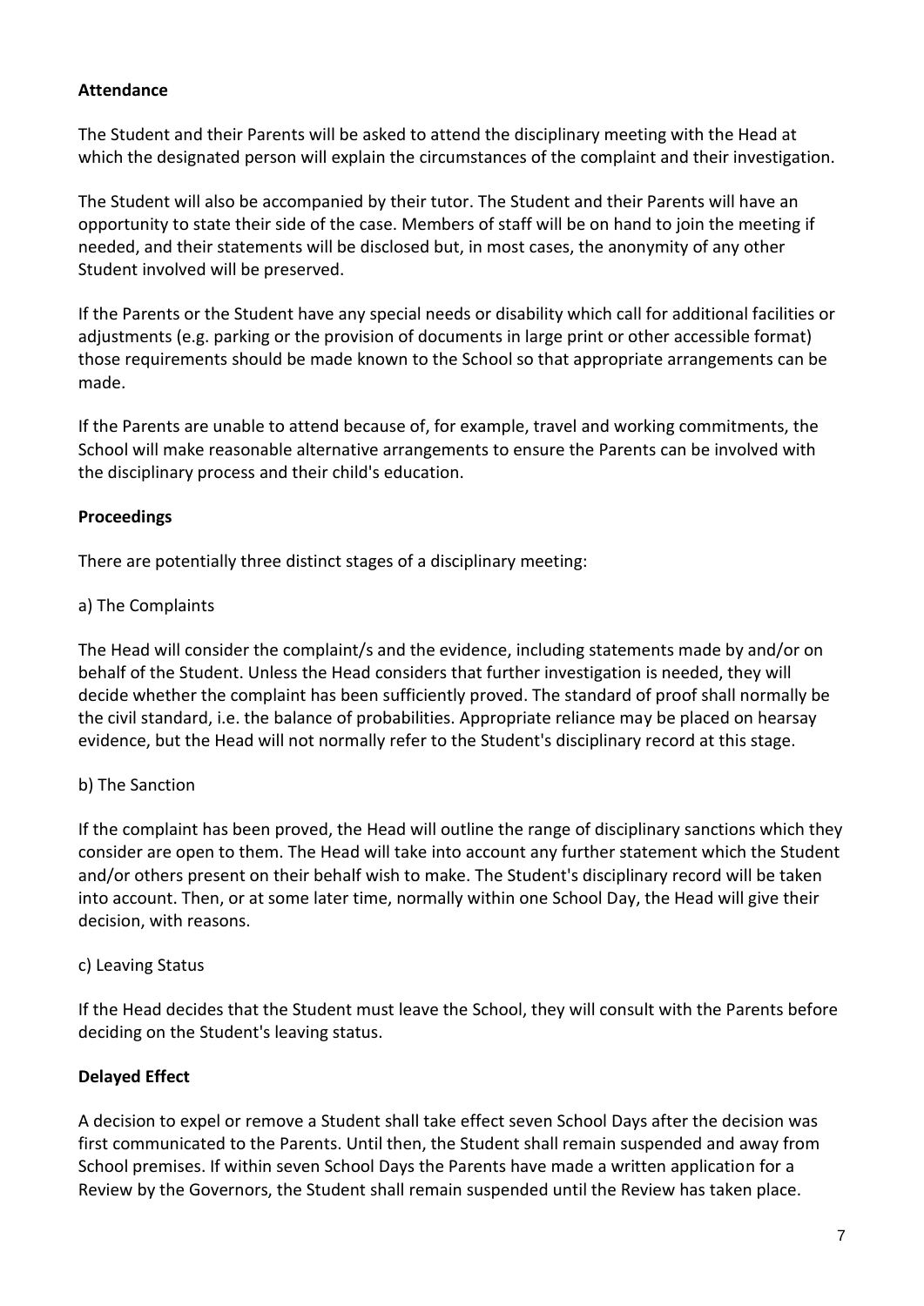**Attendance**

The Student and their Parents will be asked to attend the disciplinary meeting with the Head at which the designated person will explain the circumstances of the complaint and their investigation.

The Student will also be accompanied by their tutor. The Student and their Parents will have an opportunity to state their side of the case. Members of staff will be on hand to join the meeting if needed, and their statements will be disclosed but, in most cases, the anonymity of any other Student involved will be preserved.

If the Parents or the Student have any special needs or disability which call for additional facilities or adjustments (e.g. parking or the provision of documents in large print or other accessible format) those requirements should be made known to the School so that appropriate arrangements can be made.

If the Parents are unable to attend because of, for example, travel and working commitments, the School will make reasonable alternative arrangements to ensure the Parents can be involved with the disciplinary process and their child's education.

**Proceedings**

There are potentially three distinct stages of a disciplinary meeting:

a) The Complaints

The Head will consider the complaint/s and the evidence, including statements made by and/or on behalf of the Student. Unless the Head considers that further investigation is needed, they will decide whether the complaint has been sufficiently proved. The standard of proof shall normally be the civil standard, i.e. the balance of probabilities. Appropriate reliance may be placed on hearsay evidence, but the Head will not normally refer to the Student's disciplinary record at this stage.

b) The Sanction

If the complaint has been proved, the Head will outline the range of disciplinary sanctions which they consider are open to them. The Head will take into account any further statement which the Student and/or others present on their behalf wish to make. The Student's disciplinary record will be taken into account. Then, or at some later time, normally within one School Day, the Head will give their decision, with reasons.

c) Leaving Status

If the Head decides that the Student must leave the School, they will consult with the Parents before deciding on the Student's leaving status.

**Delayed Effect**

A decision to expel or remove a Student shall take effect seven School Days after the decision was first communicated to the Parents. Until then, the Student shall remain suspended and away from School premises. If within seven School Days the Parents have made a written application for a Review by the Governors, the Student shall remain suspended until the Review has taken place.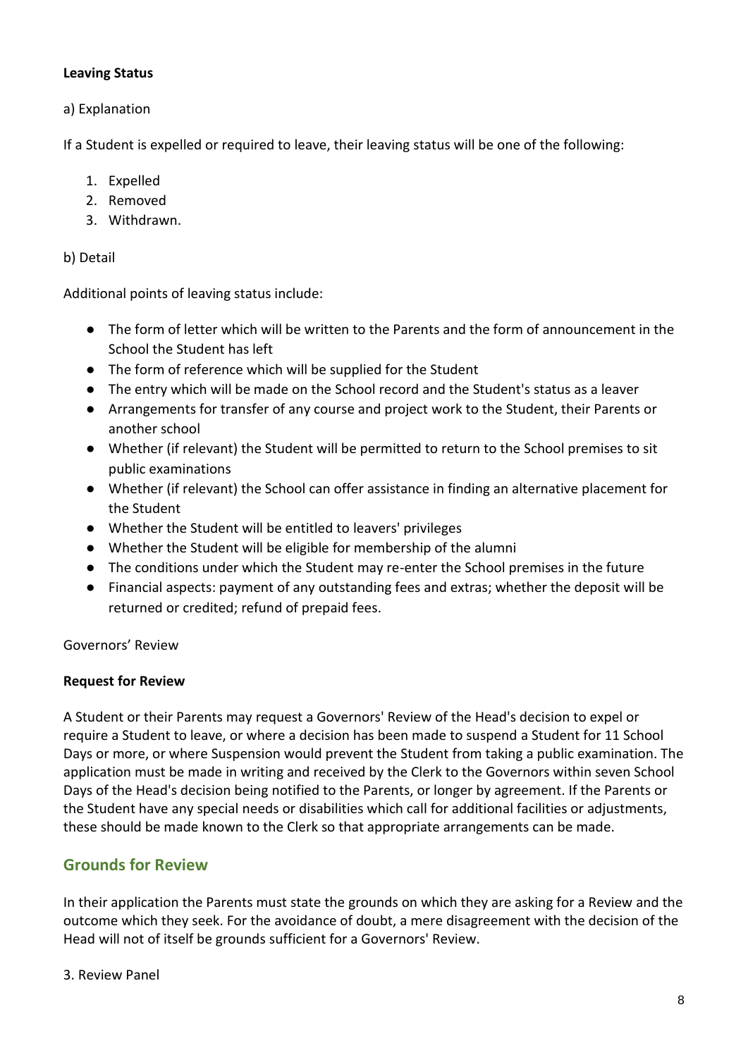**Leaving Status**

a) Explanation

If a Student is expelled or required to leave, their leaving status will be one of the following:

1. Expelled
2. Removed
3. Withdrawn.

b) Detail

Additional points of leaving status include:

- The form of letter which will be written to the Parents and the form of announcement in the School the Student has left
- The form of reference which will be supplied for the Student
- The entry which will be made on the School record and the Student's status as a leaver
- Arrangements for transfer of any course and project work to the Student, their Parents or another school
- Whether (if relevant) the Student will be permitted to return to the School premises to sit public examinations
- Whether (if relevant) the School can offer assistance in finding an alternative placement for the Student
- Whether the Student will be entitled to leavers' privileges
- Whether the Student will be eligible for membership of the alumni
- The conditions under which the Student may re-enter the School premises in the future
- Financial aspects: payment of any outstanding fees and extras; whether the deposit will be returned or credited; refund of prepaid fees.

Governors' Review

**Request for Review**

A Student or their Parents may request a Governors' Review of the Head's decision to expel or require a Student to leave, or where a decision has been made to suspend a Student for 11 School Days or more, or where Suspension would prevent the Student from taking a public examination. The application must be made in writing and received by the Clerk to the Governors within seven School Days of the Head's decision being notified to the Parents, or longer by agreement. If the Parents or the Student have any special needs or disabilities which call for additional facilities or adjustments, these should be made known to the Clerk so that appropriate arrangements can be made.

## Grounds for Review

In their application the Parents must state the grounds on which they are asking for a Review and the outcome which they seek. For the avoidance of doubt, a mere disagreement with the decision of the Head will not of itself be grounds sufficient for a Governors' Review.

3. Review Panel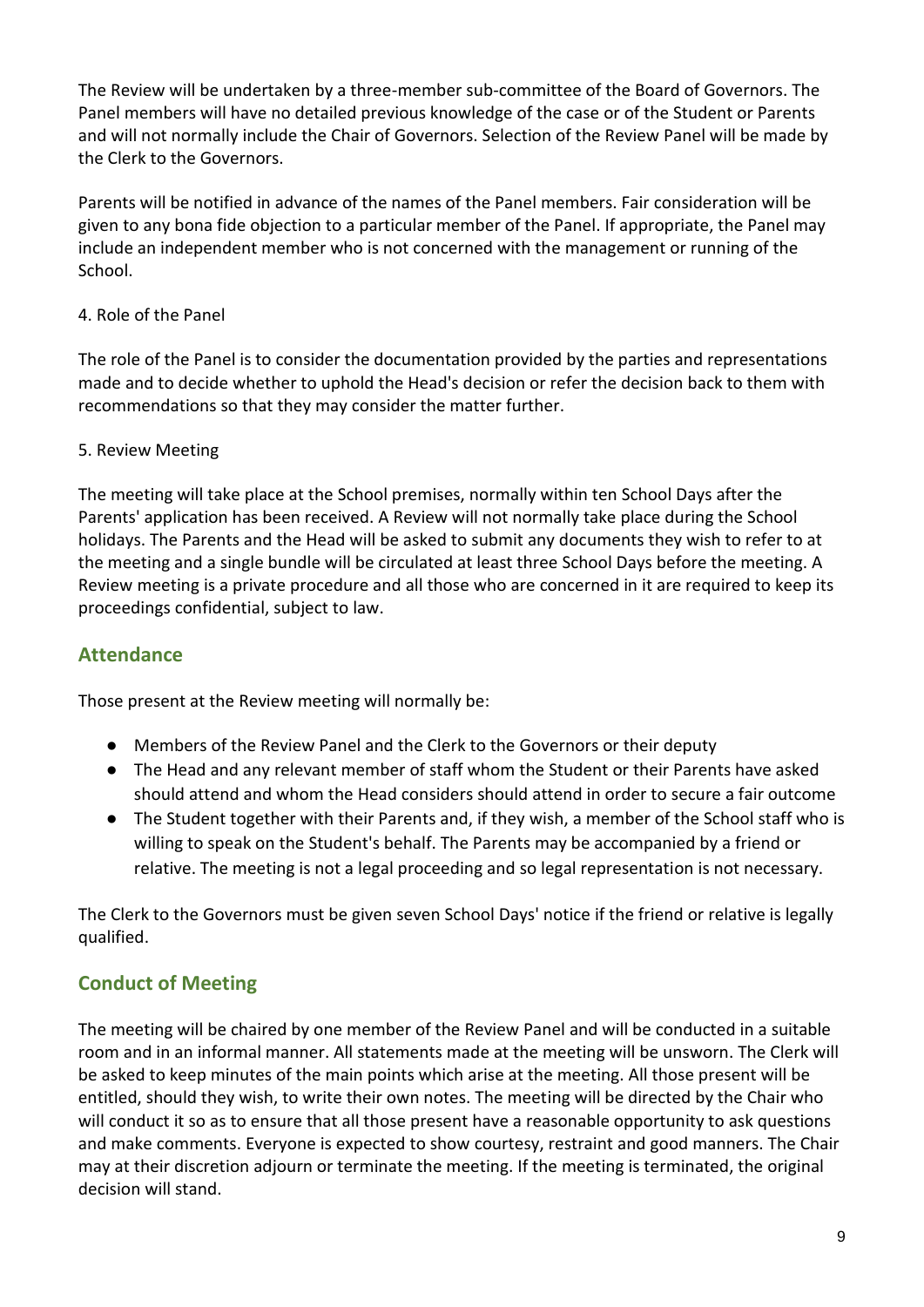The Review will be undertaken by a three-member sub-committee of the Board of Governors. The Panel members will have no detailed previous knowledge of the case or of the Student or Parents and will not normally include the Chair of Governors. Selection of the Review Panel will be made by the Clerk to the Governors.

Parents will be notified in advance of the names of the Panel members. Fair consideration will be given to any bona fide objection to a particular member of the Panel. If appropriate, the Panel may include an independent member who is not concerned with the management or running of the School.

4. Role of the Panel

The role of the Panel is to consider the documentation provided by the parties and representations made and to decide whether to uphold the Head's decision or refer the decision back to them with recommendations so that they may consider the matter further.

5. Review Meeting

The meeting will take place at the School premises, normally within ten School Days after the Parents' application has been received. A Review will not normally take place during the School holidays. The Parents and the Head will be asked to submit any documents they wish to refer to at the meeting and a single bundle will be circulated at least three School Days before the meeting. A Review meeting is a private procedure and all those who are concerned in it are required to keep its proceedings confidential, subject to law.

## Attendance

Those present at the Review meeting will normally be:

- Members of the Review Panel and the Clerk to the Governors or their deputy
- The Head and any relevant member of staff whom the Student or their Parents have asked should attend and whom the Head considers should attend in order to secure a fair outcome
- The Student together with their Parents and, if they wish, a member of the School staff who is willing to speak on the Student's behalf. The Parents may be accompanied by a friend or relative. The meeting is not a legal proceeding and so legal representation is not necessary.

The Clerk to the Governors must be given seven School Days' notice if the friend or relative is legally qualified.

## Conduct of Meeting

The meeting will be chaired by one member of the Review Panel and will be conducted in a suitable room and in an informal manner. All statements made at the meeting will be unsworn. The Clerk will be asked to keep minutes of the main points which arise at the meeting. All those present will be entitled, should they wish, to write their own notes. The meeting will be directed by the Chair who will conduct it so as to ensure that all those present have a reasonable opportunity to ask questions and make comments. Everyone is expected to show courtesy, restraint and good manners. The Chair may at their discretion adjourn or terminate the meeting. If the meeting is terminated, the original decision will stand.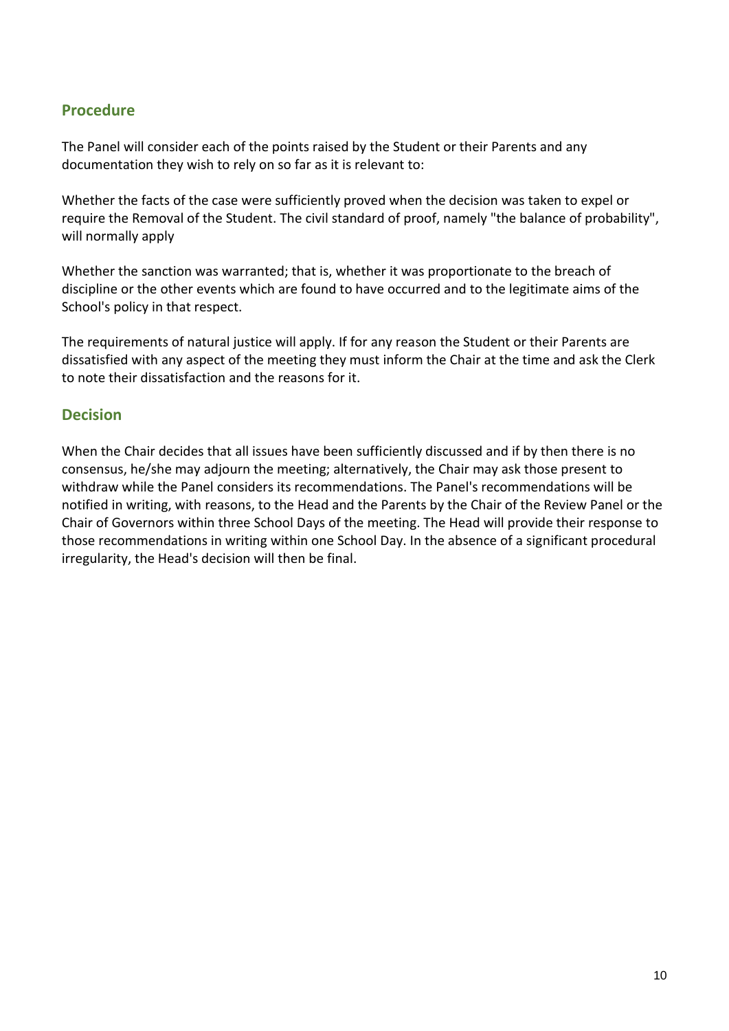## Procedure

The Panel will consider each of the points raised by the Student or their Parents and any documentation they wish to rely on so far as it is relevant to:

Whether the facts of the case were sufficiently proved when the decision was taken to expel or require the Removal of the Student. The civil standard of proof, namely "the balance of probability", will normally apply

Whether the sanction was warranted; that is, whether it was proportionate to the breach of discipline or the other events which are found to have occurred and to the legitimate aims of the School's policy in that respect.

The requirements of natural justice will apply. If for any reason the Student or their Parents are dissatisfied with any aspect of the meeting they must inform the Chair at the time and ask the Clerk to note their dissatisfaction and the reasons for it.

## Decision

When the Chair decides that all issues have been sufficiently discussed and if by then there is no consensus, he/she may adjourn the meeting; alternatively, the Chair may ask those present to withdraw while the Panel considers its recommendations. The Panel's recommendations will be notified in writing, with reasons, to the Head and the Parents by the Chair of the Review Panel or the Chair of Governors within three School Days of the meeting. The Head will provide their response to those recommendations in writing within one School Day. In the absence of a significant procedural irregularity, the Head's decision will then be final.